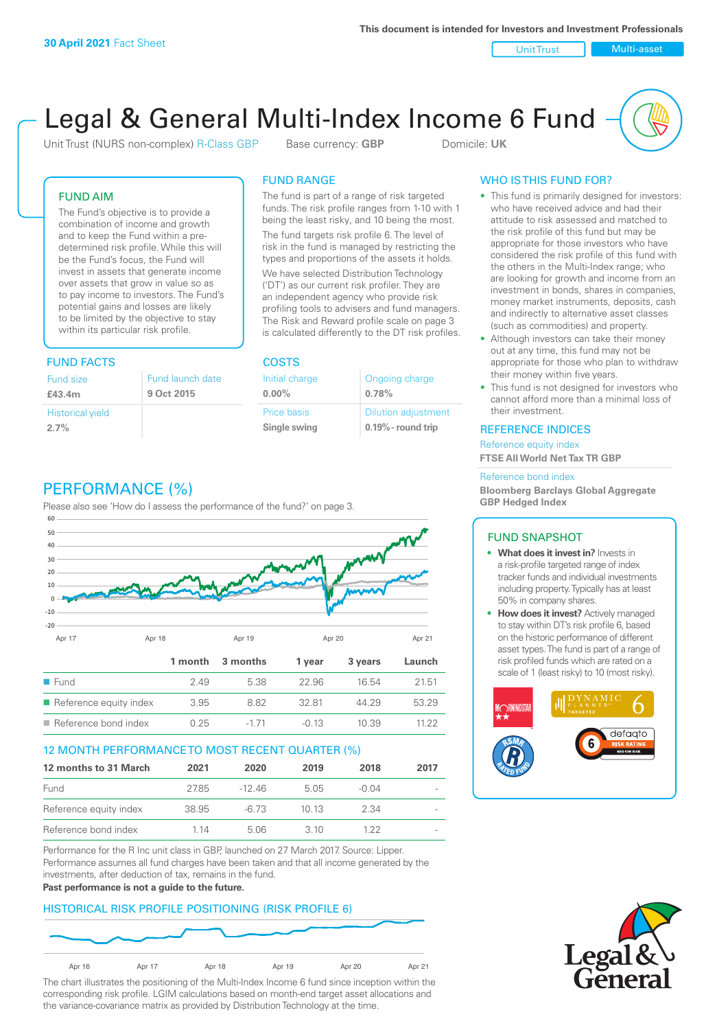**30 April 2021** Fact Sheet

This document is intended for Investors and Investment Professionals

Unit Trust | Multi-asset

# Legal & General Multi-Index Income 6 Fund

Unit Trust (NURS non-complex) R-Class GBP    Base currency: **GBP**    Domicile: **UK**

## FUND AIM

The Fund's objective is to provide a combination of income and growth and to keep the Fund within a pre-determined risk profile. While this will be the Fund's focus, the Fund will invest in assets that generate income over assets that grow in value so as to pay income to investors. The Fund's potential gains and losses are likely to be limited by the objective to stay within its particular risk profile.

## FUND RANGE

The fund is part of a range of risk targeted funds. The risk profile ranges from 1-10 with 1 being the least risky, and 10 being the most.

The fund targets risk profile 6. The level of risk in the fund is managed by restricting the types and proportions of the assets it holds.

We have selected Distribution Technology ('DT') as our current risk profiler. They are an independent agency who provide risk profiling tools to advisers and fund managers. The Risk and Reward profile scale on page 3 is calculated differently to the DT risk profiles.

## FUND FACTS

| Fund size | Fund launch date |
|---|---|
| **£43.4m** | **9 Oct 2015** |
| Historical yield | |
| **2.7%** | |

## COSTS

| Initial charge | Ongoing charge |
|---|---|
| **0.00%** | **0.78%** |
| Price basis | Dilution adjustment |
| **Single swing** | **0.19%- round trip** |

## WHO IS THIS FUND FOR?

- This fund is primarily designed for investors: who have received advice and had their attitude to risk assessed and matched to the risk profile of this fund but may be appropriate for those investors who have considered the risk profile of this fund with the others in the Multi-Index range; who are looking for growth and income from an investment in bonds, shares in companies, money market instruments, deposits, cash and indirectly to alternative asset classes (such as commodities) and property.
- Although investors can take their money out at any time, this fund may not be appropriate for those who plan to withdraw their money within five years.
- This fund is not designed for investors who cannot afford more than a minimal loss of their investment.

## REFERENCE INDICES

Reference equity index
**FTSE All World Net Tax TR GBP**

Reference bond index
**Bloomberg Barclays Global Aggregate GBP Hedged Index**

## PERFORMANCE (%)

Please also see 'How do I assess the performance of the fund?' on page 3.

| | 1 month | 3 months | 1 year | 3 years | Launch |
|---|---|---|---|---|---|
| Fund | 2.49 | 5.38 | 22.96 | 16.54 | 21.51 |
| Reference equity index | 3.95 | 8.82 | 32.81 | 44.29 | 53.29 |
| Reference bond index | 0.25 | -1.71 | -0.13 | 10.39 | 11.22 |

## 12 MONTH PERFORMANCE TO MOST RECENT QUARTER (%)

| 12 months to 31 March | 2021 | 2020 | 2019 | 2018 | 2017 |
|---|---|---|---|---|---|
| Fund | 27.85 | -12.46 | 5.05 | -0.04 | - |
| Reference equity index | 38.95 | -6.73 | 10.13 | 2.34 | - |
| Reference bond index | 1.14 | 5.06 | 3.10 | 1.22 | - |

Performance for the R Inc unit class in GBP, launched on 27 March 2017. Source: Lipper. Performance assumes all fund charges have been taken and that all income generated by the investments, after deduction of tax, remains in the fund.
**Past performance is not a guide to the future.**

## FUND SNAPSHOT

- **What does it invest in?** Invests in a risk-profile targeted range of index tracker funds and individual investments including property. Typically has at least 50% in company shares.
- **How does it invest?** Actively managed to stay within DT's risk profile 6, based on the historic performance of different asset types. The fund is part of a range of risk profiled funds which are rated on a scale of 1 (least risky) to 10 (most risky).

## HISTORICAL RISK PROFILE POSITIONING (RISK PROFILE 6)

The chart illustrates the positioning of the Multi-Index Income 6 fund since inception within the corresponding risk profile. LGIM calculations based on month-end target asset allocations and the variance-covariance matrix as provided by Distribution Technology at the time.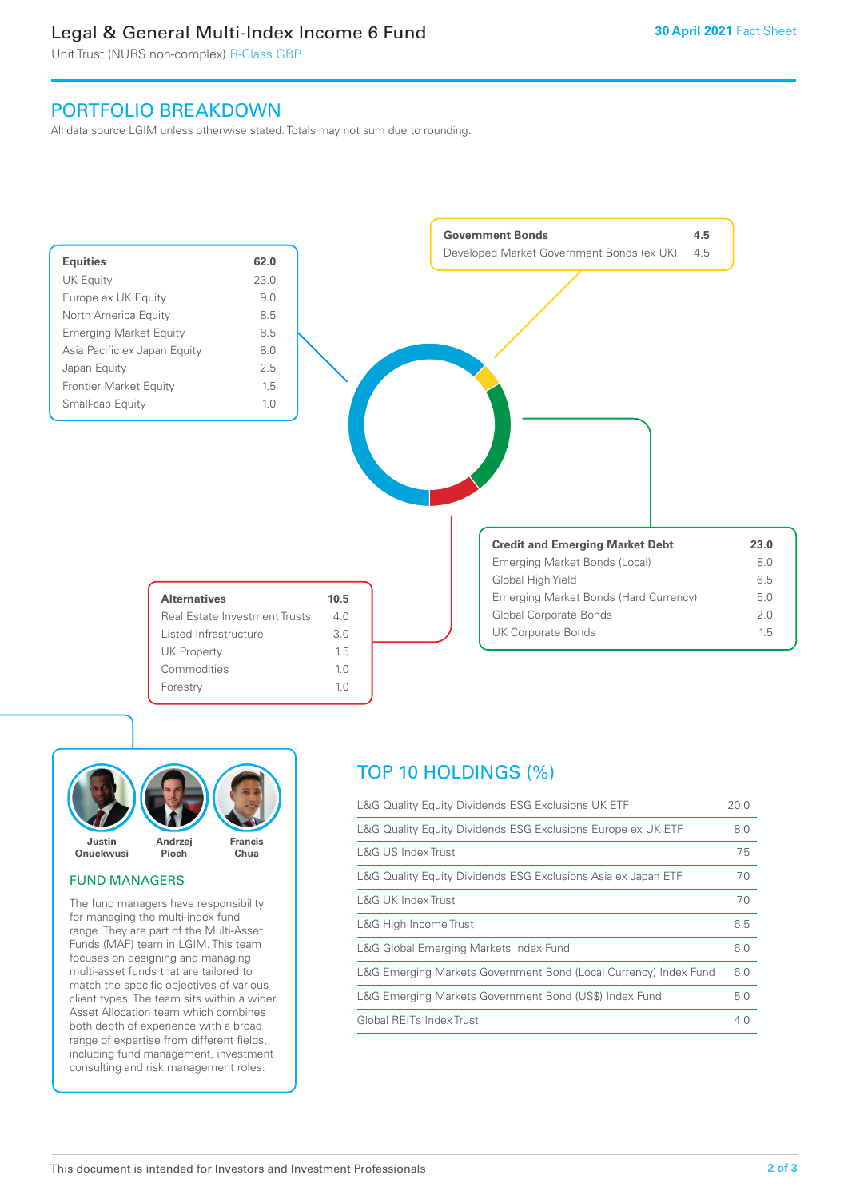## PORTFOLIO BREAKDOWN

All data source LGIM unless otherwise stated. Totals may not sum due to rounding.

| **Equities** | **62.0** |
|---|---|
| UK Equity | 23.0 |
| Europe ex UK Equity | 9.0 |
| North America Equity | 8.5 |
| Emerging Market Equity | 8.5 |
| Asia Pacific ex Japan Equity | 8.0 |
| Japan Equity | 2.5 |
| Frontier Market Equity | 1.5 |
| Small-cap Equity | 1.0 |

| **Government Bonds** | **4.5** |
|---|---|
| Developed Market Government Bonds (ex UK) | 4.5 |

| **Credit and Emerging Market Debt** | **23.0** |
|---|---|
| Emerging Market Bonds (Local) | 8.0 |
| Global High Yield | 6.5 |
| Emerging Market Bonds (Hard Currency) | 5.0 |
| Global Corporate Bonds | 2.0 |
| UK Corporate Bonds | 1.5 |

| **Alternatives** | **10.5** |
|---|---|
| Real Estate Investment Trusts | 4.0 |
| Listed Infrastructure | 3.0 |
| UK Property | 1.5 |
| Commodities | 1.0 |
| Forestry | 1.0 |

Justin Onuekwusi, Andrzej Pioch, Francis Chua

### FUND MANAGERS

The fund managers have responsibility for managing the multi-index fund range. They are part of the Multi-Asset Funds (MAF) team in LGIM. This team focuses on designing and managing multi-asset funds that are tailored to match the specific objectives of various client types. The team sits within a wider Asset Allocation team which combines both depth of experience with a broad range of expertise from different fields, including fund management, investment consulting and risk management roles.

## TOP 10 HOLDINGS (%)

| Holding | % |
|---|---|
| L&G Quality Equity Dividends ESG Exclusions UK ETF | 20.0 |
| L&G Quality Equity Dividends ESG Exclusions Europe ex UK ETF | 8.0 |
| L&G US Index Trust | 7.5 |
| L&G Quality Equity Dividends ESG Exclusions Asia ex Japan ETF | 7.0 |
| L&G UK Index Trust | 7.0 |
| L&G High Income Trust | 6.5 |
| L&G Global Emerging Markets Index Fund | 6.0 |
| L&G Emerging Markets Government Bond (Local Currency) Index Fund | 6.0 |
| L&G Emerging Markets Government Bond (US$) Index Fund | 5.0 |
| Global REITs Index Trust | 4.0 |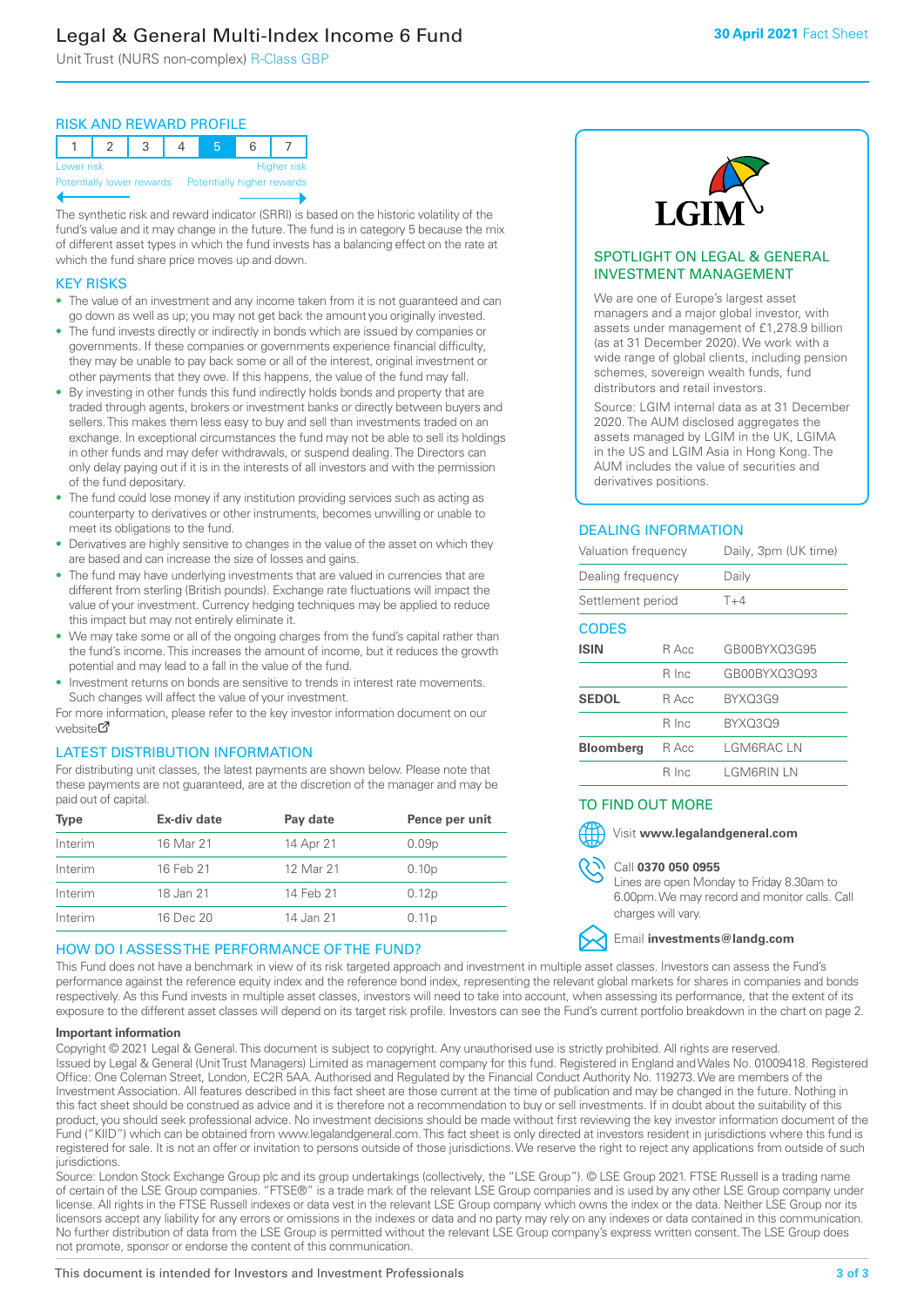# Legal & General Multi-Index Income 6 Fund

Unit Trust (NURS non-complex) R-Class GBP

30 April 2021 Fact Sheet

## RISK AND REWARD PROFILE

| 1 | 2 | 3 | 4 | 5 | 6 | 7 |
|---|---|---|---|---|---|---|

Lower risk — Higher risk

Potentially lower rewards — Potentially higher rewards

The synthetic risk and reward indicator (SRRI) is based on the historic volatility of the fund's value and it may change in the future. The fund is in category 5 because the mix of different asset types in which the fund invests has a balancing effect on the rate at which the fund share price moves up and down.

## KEY RISKS

- The value of an investment and any income taken from it is not guaranteed and can go down as well as up; you may not get back the amount you originally invested.
- The fund invests directly or indirectly in bonds which are issued by companies or governments. If these companies or governments experience financial difficulty, they may be unable to pay back some or all of the interest, original investment or other payments that they owe. If this happens, the value of the fund may fall.
- By investing in other funds this fund indirectly holds bonds and property that are traded through agents, brokers or investment banks or directly between buyers and sellers. This makes them less easy to buy and sell than investments traded on an exchange. In exceptional circumstances the fund may not be able to sell its holdings in other funds and may defer withdrawals, or suspend dealing. The Directors can only delay paying out if it is in the interests of all investors and with the permission of the fund depositary.
- The fund could lose money if any institution providing services such as acting as counterparty to derivatives or other instruments, becomes unwilling or unable to meet its obligations to the fund.
- Derivatives are highly sensitive to changes in the value of the asset on which they are based and can increase the size of losses and gains.
- The fund may have underlying investments that are valued in currencies that are different from sterling (British pounds). Exchange rate fluctuations will impact the value of your investment. Currency hedging techniques may be applied to reduce this impact but may not entirely eliminate it.
- We may take some or all of the ongoing charges from the fund's capital rather than the fund's income. This increases the amount of income, but it reduces the growth potential and may lead to a fall in the value of the fund.
- Investment returns on bonds are sensitive to trends in interest rate movements. Such changes will affect the value of your investment.

For more information, please refer to the key investor information document on our website

## LATEST DISTRIBUTION INFORMATION

For distributing unit classes, the latest payments are shown below. Please note that these payments are not guaranteed, are at the discretion of the manager and may be paid out of capital.

| Type | Ex-div date | Pay date | Pence per unit |
|---|---|---|---|
| Interim | 16 Mar 21 | 14 Apr 21 | 0.09p |
| Interim | 16 Feb 21 | 12 Mar 21 | 0.10p |
| Interim | 18 Jan 21 | 14 Feb 21 | 0.12p |
| Interim | 16 Dec 20 | 14 Jan 21 | 0.11p |

## SPOTLIGHT ON LEGAL & GENERAL INVESTMENT MANAGEMENT

We are one of Europe's largest asset managers and a major global investor, with assets under management of £1,278.9 billion (as at 31 December 2020). We work with a wide range of global clients, including pension schemes, sovereign wealth funds, fund distributors and retail investors.

Source: LGIM internal data as at 31 December 2020. The AUM disclosed aggregates the assets managed by LGIM in the UK, LGIMA in the US and LGIM Asia in Hong Kong. The AUM includes the value of securities and derivatives positions.

## DEALING INFORMATION

| | |
|---|---|
| Valuation frequency | Daily, 3pm (UK time) |
| Dealing frequency | Daily |
| Settlement period | T+4 |

## CODES

| | | |
|---|---|---|
| **ISIN** | R Acc | GB00BYXQ3G95 |
| | R Inc | GB00BYXQ3Q93 |
| **SEDOL** | R Acc | BYXQ3G9 |
| | R Inc | BYXQ3Q9 |
| **Bloomberg** | R Acc | LGM6RAC LN |
| | R Inc | LGM6RIN LN |

## TO FIND OUT MORE

Visit **www.legalandgeneral.com**

Call **0370 050 0955**
Lines are open Monday to Friday 8.30am to 6.00pm. We may record and monitor calls. Call charges will vary.

Email **investments@landg.com**

## HOW DO I ASSESS THE PERFORMANCE OF THE FUND?

This Fund does not have a benchmark in view of its risk targeted approach and investment in multiple asset classes. Investors can assess the Fund's performance against the reference equity index and the reference bond index, representing the relevant global markets for shares in companies and bonds respectively. As this Fund invests in multiple asset classes, investors will need to take into account, when assessing its performance, that the extent of its exposure to the different asset classes will depend on its target risk profile. Investors can see the Fund's current portfolio breakdown in the chart on page 2.

**Important information**

Copyright © 2021 Legal & General. This document is subject to copyright. Any unauthorised use is strictly prohibited. All rights are reserved.
Issued by Legal & General (Unit Trust Managers) Limited as management company for this fund. Registered in England and Wales No. 01009418. Registered Office: One Coleman Street, London, EC2R 5AA. Authorised and Regulated by the Financial Conduct Authority No. 119273. We are members of the Investment Association. All features described in this fact sheet are those current at the time of publication and may be changed in the future. Nothing in this fact sheet should be construed as advice and it is therefore not a recommendation to buy or sell investments. If in doubt about the suitability of this product, you should seek professional advice. No investment decisions should be made without first reviewing the key investor information document of the Fund ("KIID") which can be obtained from www.legalandgeneral.com. This fact sheet is only directed at investors resident in jurisdictions where this fund is registered for sale. It is not an offer or invitation to persons outside of those jurisdictions. We reserve the right to reject any applications from outside of such jurisdictions.
Source: London Stock Exchange Group plc and its group undertakings (collectively, the "LSE Group"). © LSE Group 2021. FTSE Russell is a trading name of certain of the LSE Group companies. "FTSE®" is a trade mark of the relevant LSE Group companies and is used by any other LSE Group company under license. All rights in the FTSE Russell indexes or data vest in the relevant LSE Group company which owns the index or the data. Neither LSE Group nor its licensors accept any liability for any errors or omissions in the indexes or data and no party may rely on any indexes or data contained in this communication. No further distribution of data from the LSE Group is permitted without the relevant LSE Group company's express written consent. The LSE Group does not promote, sponsor or endorse the content of this communication.

This document is intended for Investors and Investment Professionals